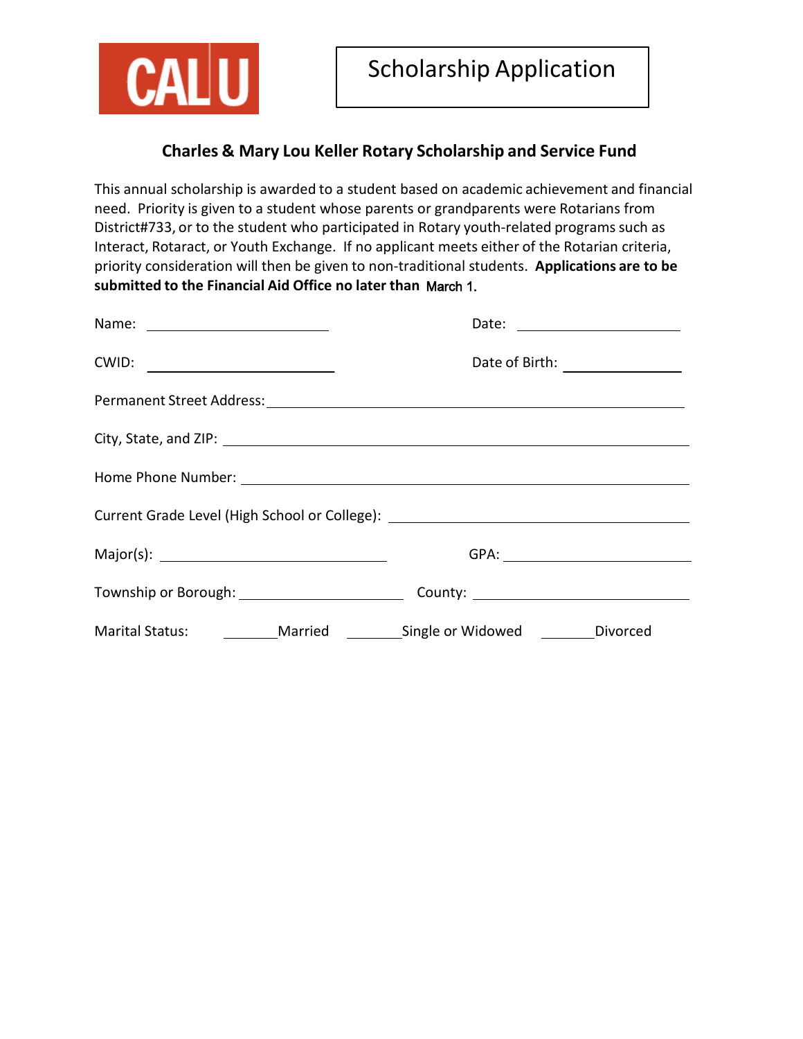CAL U

# Scholarship Application

## Charles & Mary Lou Keller Rotary Scholarship and Service Fund

This annual scholarship is awarded to a student based on academic achievement and financial need. Priority is given to a student whose parents or grandparents were Rotarians from District#733, or to the student who participated in Rotary youth-related programs such as Interact, Rotaract, or Youth Exchange. If no applicant meets either of the Rotarian criteria, priority consideration will then be given to non-traditional students. **Applications are to be submitted to the Financial Aid Office no later than** March 1.

Name: ______________________ Date: ______________________

CWID: ______________________ Date of Birth: ______________

Permanent Street Address: ____________________________________________

City, State, and ZIP: ____________________________________________

Home Phone Number: ____________________________________________

Current Grade Level (High School or College): ______________________________

Major(s): ___________________________ GPA: ______________________

Township or Borough: ____________________ County: __________________________

Marital Status: _______Married _______Single or Widowed _______Divorced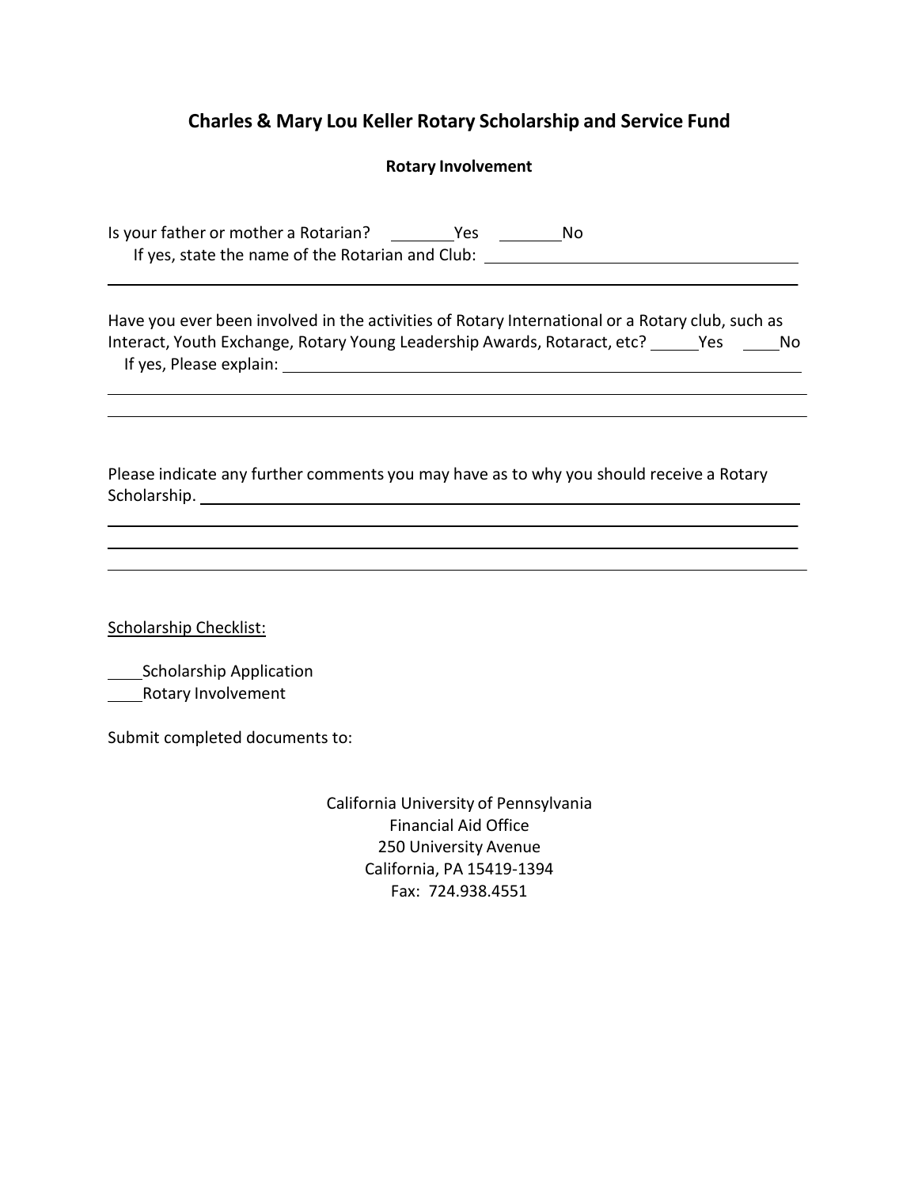# Charles & Mary Lou Keller Rotary Scholarship and Service Fund

**Rotary Involvement**

Is your father or mother a Rotarian? ________Yes ________No

If yes, state the name of the Rotarian and Club: ____________________________________

______________________________________________________________________________

Have you ever been involved in the activities of Rotary International or a Rotary club, such as Interact, Youth Exchange, Rotary Young Leadership Awards, Rotaract, etc? ______Yes ____No

If yes, Please explain: ____________________________________________________________

______________________________________________________________________________

______________________________________________________________________________

Please indicate any further comments you may have as to why you should receive a Rotary Scholarship. _______________________________________________________________

______________________________________________________________________________

______________________________________________________________________________

______________________________________________________________________________

Scholarship Checklist:

____Scholarship Application

____Rotary Involvement

Submit completed documents to:

California University of Pennsylvania
Financial Aid Office
250 University Avenue
California, PA 15419-1394
Fax: 724.938.4551